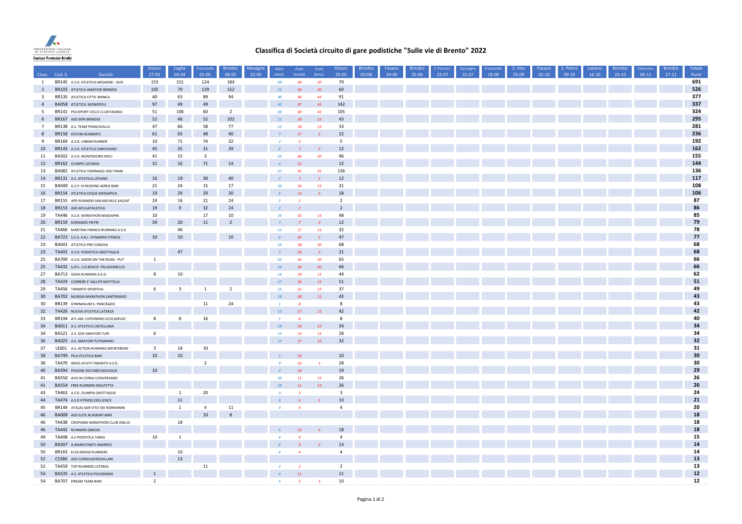FEDERAZIONE ITALIANA DI ATLETICA LEGGERA

Comitato Provinciale Brindisi

# Classifica di Società circuito di gare podistiche "Sulle vie di Brento" 2022

| Class. | Cod. S. | Società | Ostuni 27-03 | Ceglie 03-04 | Francavilla 01-05 | Brindisi 08-05 | Mesagne 22-05 | Atleti classif. | Punti Società | Punti Bonus | Ostuni 29-05 | Brindisi 05/06 | Fasano 19-06 | Brindisi 25-06 | S. Pancraz. 23-07 | Carovigno 31-07 | Francavilla 18-09 | S. Vito 25-09 | Fasano 02-10 | S. Pietro 09-10 | Latiano 16-10 | Brindisi 23-10 | Cisternino 06-11 | Brindisi 27-11 | Totale Punti |
|---|---|---|---|---|---|---|---|---|---|---|---|---|---|---|---|---|---|---|---|---|---|---|---|---|---|
| 1 | BR145 | A.S.D. ATLETICA MESAGNE - AVIS | 153 | 151 | 124 | 184 | | 29 | 49 | 30 | 79 | | | | | | | | | | | | | | 691 |
| 2 | BR103 | ATLETICA AMATORI BRINDISI | 105 | 70 | 139 | 152 | | 22 | 30 | 30 | 60 | | | | | | | | | | | | | | 526 |
| 3 | BR135 | ATLETICA CITTA' BIANCA | 40 | 63 | 89 | 94 | | 30 | 46 | 45 | 91 | | | | | | | | | | | | | | 377 |
| 4 | BA058 | ATLETICA MONOPOLI | 97 | 49 | 49 | | | 42 | 97 | 45 | 142 | | | | | | | | | | | | | | 337 |
| 5 | BR141 | POLISPORT CICLO CLUB FASANO | 51 | 106 | 60 | 2 | | 38 | 60 | 45 | 105 | | | | | | | | | | | | | | 324 |
| 6 | BR167 | ASD MFR BRINDISI | 52 | 46 | 52 | 102 | | 11 | 28 | 15 | 43 | | | | | | | | | | | | | | 295 |
| 7 | BR138 | A.S. TEAM FRANCAVILLA | 47 | 66 | 58 | 77 | | 13 | 18 | 15 | 33 | | | | | | | | | | | | | | 281 |
| 8 | BR158 | OSTUNI RUNNER'S | 61 | 65 | 48 | 40 | | 7 | 17 | 5 | 22 | | | | | | | | | | | | | | 236 |
| 9 | BR169 | A.S.D. URBAN RUNNER | 10 | 71 | 74 | 32 | | 2 | 5 | | 5 | | | | | | | | | | | | | | 192 |
| 10 | BR143 | A.S.D. ATLETICA CAROVIGNO | 45 | 35 | 31 | 39 | | 6 | 7 | 5 | 12 | | | | | | | | | | | | | | 162 |
| 11 | BA502 | A.S.D. MONTEDORO NOCI | 41 | 15 | 3 | | | 22 | 66 | 30 | 96 | | | | | | | | | | | | | | 155 |
| 12 | BR162 | OLIMPO LATIANO | 31 | 16 | 71 | 14 | | 4 | 12 | | 12 | | | | | | | | | | | | | | 144 |
| 13 | BA082 | ATLETICA TOMMASO ASSI TRANI | | | | | | 37 | 91 | 45 | 136 | | | | | | | | | | | | | | 136 |
| 14 | BR131 | A.S. ATLETICA LATIANO | 16 | 19 | 30 | 40 | | 7 | 7 | 5 | 12 | | | | | | | | | | | | | | 117 |
| 15 | BA049 | G.S.P. III REGIONE AEREA BARI | 21 | 24 | 15 | 17 | | 10 | 16 | 15 | 31 | | | | | | | | | | | | | | 108 |
| 16 | BR154 | ATLETICA CEGLIE MESSAPICA | 19 | 29 | 20 | 20 | | 6 | 13 | 5 | 18 | | | | | | | | | | | | | | 106 |
| 17 | BR155 | APD RUNNERS SAN MICHELE SALENT | 24 | 16 | 21 | 24 | | 2 | 2 | | 2 | | | | | | | | | | | | | | 87 |
| 18 | BR153 | ASD APULIATHLETICA | 19 | 9 | 32 | 24 | | 2 | 2 | | 2 | | | | | | | | | | | | | | 86 |
| 19 | TA446 | A.S.D. MARATHON MASSAFRA | 10 | | 17 | 10 | | 14 | 33 | 15 | 48 | | | | | | | | | | | | | | 85 |
| 20 | BR159 | DORANDO PIETRI | 34 | 20 | 11 | 2 | | 7 | 7 | 5 | 12 | | | | | | | | | | | | | | 79 |
| 21 | TA466 | MARTINA FRANCA RUNNING A.S.D. | | 46 | | | | 11 | 17 | 15 | 32 | | | | | | | | | | | | | | 78 |
| 22 | BA723 | S.S.D. A.R.L. DYNAMYK FITNESS | 10 | 10 | | 10 | | 6 | 42 | 5 | 47 | | | | | | | | | | | | | | 77 |
| 23 | BA041 | ATLETICA PRO CANOSA | | | | | | 24 | 38 | 30 | 68 | | | | | | | | | | | | | | 68 |
| 23 | TA402 | A.S.D. PODISTICA GROTTAGLIE | | 47 | | | | 7 | 16 | 5 | 21 | | | | | | | | | | | | | | 68 |
| 25 | BA700 | A.S.D. NADIR ON THE ROAD - PUT | 1 | | | | | 22 | 35 | 30 | 65 | | | | | | | | | | | | | | 66 |
| 25 | TA432 | S.ATL. S.G.BOSCO PALAGIANELLO | | | | | | 24 | 36 | 30 | 66 | | | | | | | | | | | | | | 66 |
| 27 | BA713 | GIOIA RUNNING A.S.D. | 8 | 10 | | | | 14 | 29 | 15 | 44 | | | | | | | | | | | | | | 62 |
| 28 | TA424 | CORRERE E' SALUTE MOTTOLA | | | | | | 17 | 36 | 15 | 51 | | | | | | | | | | | | | | 51 |
| 29 | TA456 | TARANTO SPORTIVA | 6 | 3 | 1 | 2 | | 15 | 22 | 15 | 37 | | | | | | | | | | | | | | 49 |
| 30 | BA702 | MURGIA MARATHON SANTERAMO | | | | | | 18 | 28 | 15 | 43 | | | | | | | | | | | | | | 43 |
| 30 | BR139 | GYMNASIUM S. PANCRAZIO | | | 11 | 24 | | 1 | 8 | | 8 | | | | | | | | | | | | | | 43 |
| 32 | TA426 | NUOVA ATLETICA LATERZA | | | | | | 13 | 27 | 15 | 42 | | | | | | | | | | | | | | 42 |
| 33 | BR104 | ATL.AM. CISTERNINO ECOLSERVIZI | 8 | 8 | 16 | | | 1 | 8 | | 8 | | | | | | | | | | | | | | 40 |
| 34 | BA011 | A.S. ATLETICA CASTELLANA | | | | | | 14 | 19 | 15 | 34 | | | | | | | | | | | | | | 34 |
| 34 | BA521 | A.S. DOF AMATORI TURI | 6 | | | | | 13 | 13 | 15 | 28 | | | | | | | | | | | | | | 34 |
| 36 | BA025 | A.S. AMATORI PUTIGNANO | | | | | | 17 | 17 | 15 | 32 | | | | | | | | | | | | | | 32 |
| 37 | LE601 | A.S. ACTION RUNNING MONTERONI | 3 | 18 | 10 | | | | | | | | | | | | | | | | | | | | 31 |
| 38 | BA749 | PILA ATLETICA BARI | 10 | 10 | | | | 1 | 10 | | 10 | | | | | | | | | | | | | | 30 |
| 38 | TA470 | IKKOS ATLETI TARANTO A.S.D. | | | 2 | | | 9 | 23 | 5 | 28 | | | | | | | | | | | | | | 30 |
| 40 | BA594 | PEDONE-RICCARDI BISCEGLIE | 10 | | | | | 3 | 19 | | 19 | | | | | | | | | | | | | | 29 |
| 41 | BA550 | AVIS IN CORSA CONVERSANO | | | | | | 10 | 11 | 15 | 26 | | | | | | | | | | | | | | 26 |
| 41 | BA554 | FREE RUNNERS MOLFETTA | | | | | | 10 | 11 | 15 | 26 | | | | | | | | | | | | | | 26 |
| 43 | TA463 | A.S.D. OLIMPIA GROTTAGLIE | | 1 | 20 | | | 3 | 3 | | 3 | | | | | | | | | | | | | | 24 |
| 44 | TA474 | A.S.D.FITNESS EXELLENCE | | 11 | | | | 5 | 5 | 5 | 10 | | | | | | | | | | | | | | 21 |
| 45 | BR144 | ATALAS SAN VITO DEI NORMANNI | | 1 | 4 | 11 | | 4 | 4 | | 4 | | | | | | | | | | | | | | 20 |
| 46 | BA008 | ASD ELITE ACADEMY BARI | | | 10 | 8 | | | | | | | | | | | | | | | | | | | 18 |
| 46 | TA438 | CRISPIANO MARATHON CLUB ONLUS | | 18 | | | | | | | | | | | | | | | | | | | | | 18 |
| 46 | TA442 | RUNNERS GINOSA | | | | | | 5 | 13 | 5 | 18 | | | | | | | | | | | | | | 18 |
| 49 | TA408 | A.S PODISTICA TARAS | 10 | 1 | | | | 4 | 4 | | 4 | | | | | | | | | | | | | | 15 |
| 50 | BA507 | A.MARATONETI ANDRIESI | | | | | | 6 | 9 | 5 | 14 | | | | | | | | | | | | | | 14 |
| 50 | BR163 | ECOLSERVIZI RUNNERS | | 10 | | | | 4 | 4 | | 4 | | | | | | | | | | | | | | 14 |
| 52 | CS386 | ASD CORRICASTROVILLARI | | 13 | | | | | | | | | | | | | | | | | | | | | 13 |
| 52 | TA459 | TOP RUNNERS LATERZA | | | 11 | | | 2 | 2 | | 2 | | | | | | | | | | | | | | 13 |
| 54 | BA535 | A.S. ATLETICA POLIGNANO | 1 | | | | | 4 | 11 | | 11 | | | | | | | | | | | | | | 12 |
| 54 | BA707 | DREAM TEAM BARI | 2 | | | | | 5 | 5 | 5 | 10 | | | | | | | | | | | | | | 12 |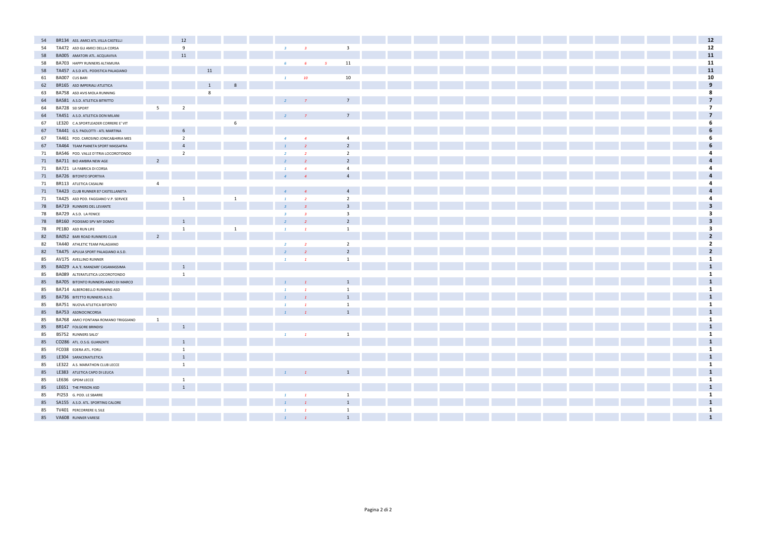| | | | | | | | | | | | | | | | | | | | | | | | | | |
|---|---|---|---|---|---|---|---|---|---|---|---|---|---|---|---|---|---|---|---|---|---|---|---|---|---|
| 54 | BR134 | ASS. AMICI ATL.VILLA CASTELLI | | 12 | | | | | | | | | | | | | | | | | | | | | **12** |
| 54 | TA472 | ASD GLI AMICI DELLA CORSA | | 9 | | | | *3* | *3* | | 3 | | | | | | | | | | | | | | **12** |
| 58 | BA005 | AMATORI ATL. ACQUAVIVA | | 11 | | | | | | | | | | | | | | | | | | | | | **11** |
| 58 | BA703 | HAPPY RUNNERS ALTAMURA | | | | | | *6* | *6* | *5* | 11 | | | | | | | | | | | | | | **11** |
| 58 | TA457 | A.S.D ATL. PODISTICA PALAGIANO | | | 11 | | | | | | | | | | | | | | | | | | | | **11** |
| 61 | BA007 | CUS BARI | | | | | | *1* | *10* | | 10 | | | | | | | | | | | | | | **10** |
| 62 | BR165 | ASD IMPERIALI ATLETICA | | | 1 | 8 | | | | | | | | | | | | | | | | | | | **9** |
| 63 | BA758 | ASD AVIS MOLA RUNNING | | | 8 | | | | | | | | | | | | | | | | | | | | **8** |
| 64 | BA581 | A.S.D. ATLETICA BITRITTO | | | | | | *2* | *7* | | 7 | | | | | | | | | | | | | | **7** |
| 64 | BA728 | SEI SPORT | 5 | 2 | | | | | | | | | | | | | | | | | | | | | **7** |
| 64 | TA451 | A.S.D. ATLETICA DON MILANI | | | | | | *2* | *7* | | 7 | | | | | | | | | | | | | | **7** |
| 67 | LE320 | C.A.SPORTLEADER CORRERE E' VIT | | | | 6 | | | | | | | | | | | | | | | | | | | **6** |
| 67 | TA441 | G.S. PAOLOTTI - ATL MARTINA | | 6 | | | | | | | | | | | | | | | | | | | | | **6** |
| 67 | TA461 | POD. CAROSINO JONICA&HIRIA MES | | 2 | | | | *4* | *4* | | 4 | | | | | | | | | | | | | | **6** |
| 67 | TA464 | TEAM PIANETA SPORT MASSAFRA | | 4 | | | | *1* | *2* | | 2 | | | | | | | | | | | | | | **6** |
| 71 | BA546 | POD. VALLE D'ITRIA LOCOROTONDO | | 2 | | | | *2* | *2* | | 2 | | | | | | | | | | | | | | **4** |
| 71 | BA711 | BIO AMBRA NEW AGE | 2 | | | | | *2* | *2* | | 2 | | | | | | | | | | | | | | **4** |
| 71 | BA721 | LA FABRICA DI CORSA | | | | | | *1* | *4* | | 4 | | | | | | | | | | | | | | **4** |
| 71 | BA726 | BITONTO SPORTIVA | | | | | | *4* | *4* | | 4 | | | | | | | | | | | | | | **4** |
| 71 | BR113 | ATLETICA CASALINI | 4 | | | | | | | | | | | | | | | | | | | | | | **4** |
| 71 | TA423 | CLUB RUNNER 87 CASTELLANETA | | | | | | *4* | *4* | | 4 | | | | | | | | | | | | | | **4** |
| 71 | TA425 | ASD POD. FAGGIANO V.P. SERVICE | | 1 | | 1 | | *1* | *2* | | 2 | | | | | | | | | | | | | | **4** |
| 78 | BA719 | RUNNERS DEL LEVANTE | | | | | | *3* | *3* | | 3 | | | | | | | | | | | | | | **3** |
| 78 | BA729 | A.S.D. LA FENICE | | | | | | *3* | *3* | | 3 | | | | | | | | | | | | | | **3** |
| 78 | BR160 | PODISMO SPV MY DOMO | | 1 | | | | *2* | *2* | | 2 | | | | | | | | | | | | | | **3** |
| 78 | PE180 | ASD RUN LIFE | | 1 | | 1 | | *1* | *1* | | 1 | | | | | | | | | | | | | | **3** |
| 82 | BA052 | BARI ROAD RUNNERS CLUB | 2 | | | | | | | | | | | | | | | | | | | | | | **2** |
| 82 | TA440 | ATHLETIC TEAM PALAGIANO | | | | | | *2* | *2* | | 2 | | | | | | | | | | | | | | **2** |
| 82 | TA475 | APULIA SPORT PALAGIANO A.S.D. | | | | | | *2* | *2* | | 2 | | | | | | | | | | | | | | **2** |
| 85 | AV175 | AVELLINO RUNNER | | | | | | *1* | *1* | | 1 | | | | | | | | | | | | | | **1** |
| 85 | BA029 | A.A.'E. MANZARI' CASAMASSIMA | | 1 | | | | | | | | | | | | | | | | | | | | | **1** |
| 85 | BA089 | ALTERATLETICA LOCOROTONDO | | 1 | | | | | | | | | | | | | | | | | | | | | **1** |
| 85 | BA705 | BITONTO RUNNERS-AMICI DI MARCO | | | | | | *1* | *1* | | 1 | | | | | | | | | | | | | | **1** |
| 85 | BA714 | ALBEROBELLO RUNNING ASD | | | | | | *1* | *1* | | 1 | | | | | | | | | | | | | | **1** |
| 85 | BA736 | BITETTO RUNNERS A.S.D. | | | | | | *1* | *1* | | 1 | | | | | | | | | | | | | | **1** |
| 85 | BA751 | NUOVA ATLETICA BITONTO | | | | | | *1* | *1* | | 1 | | | | | | | | | | | | | | **1** |
| 85 | BA753 | ASDNOCINCORSA | | | | | | *1* | *1* | | 1 | | | | | | | | | | | | | | **1** |
| 85 | BA768 | AMICI FONTANA ROMANO TRIGGIANO | 1 | | | | | | | | | | | | | | | | | | | | | | **1** |
| 85 | BR147 | FOLGORE BRINDISI | | 1 | | | | | | | | | | | | | | | | | | | | | **1** |
| 85 | BS752 | RUNNERS SALO' | | | | | | *1* | *1* | | 1 | | | | | | | | | | | | | | **1** |
| 85 | CO286 | ATL. O.S.G. GUANZATE | | 1 | | | | | | | | | | | | | | | | | | | | | **1** |
| 85 | FC038 | EDERA ATL. FORLI | | 1 | | | | | | | | | | | | | | | | | | | | | **1** |
| 85 | LE304 | SARACENATLETICA | | 1 | | | | | | | | | | | | | | | | | | | | | **1** |
| 85 | LE322 | A.S. MARATHON CLUB LECCE | | 1 | | | | | | | | | | | | | | | | | | | | | **1** |
| 85 | LE383 | ATLETICA CAPO DI LEUCA | | | | | | *1* | *1* | | 1 | | | | | | | | | | | | | | **1** |
| 85 | LE636 | GPDM LECCE | | 1 | | | | | | | | | | | | | | | | | | | | | **1** |
| 85 | LE651 | THE PRISON ASD | | 1 | | | | | | | | | | | | | | | | | | | | | **1** |
| 85 | PI253 | G. POD. LE SBARRE | | | | | | *1* | *1* | | 1 | | | | | | | | | | | | | | **1** |
| 85 | SA155 | A.S.D. ATL. SPORTING CALORE | | | | | | *1* | *1* | | 1 | | | | | | | | | | | | | | **1** |
| 85 | TV401 | PERCORRERE IL SILE | | | | | | *1* | *1* | | 1 | | | | | | | | | | | | | | **1** |
| 85 | VA608 | RUNNER VARESE | | | | | | *1* | *1* | | 1 | | | | | | | | | | | | | | **1** |